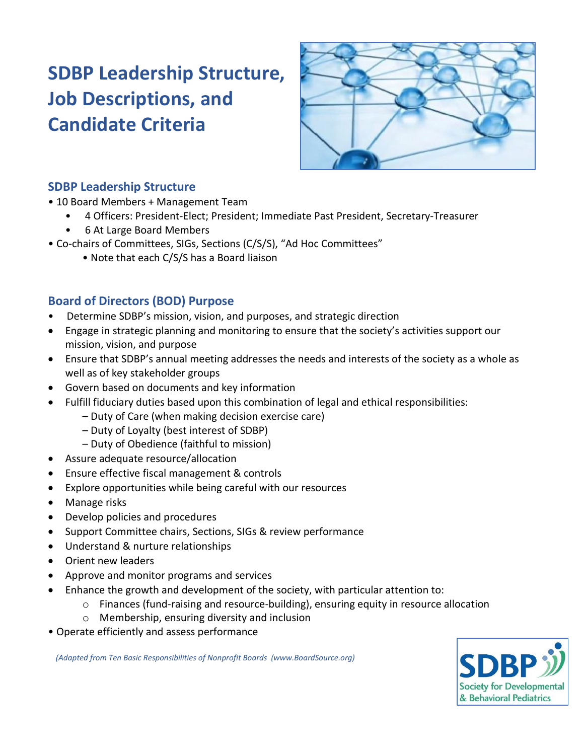# SDBP Leadership Structure, Job Descriptions, and Candidate Criteria

## SDBP Leadership Structure

- 10 Board Members + Management Team
  - 4 Officers: President-Elect; President; Immediate Past President, Secretary-Treasurer
  - 6 At Large Board Members
- Co-chairs of Committees, SIGs, Sections (C/S/S), "Ad Hoc Committees"
  - Note that each C/S/S has a Board liaison

## Board of Directors (BOD) Purpose

- Determine SDBP's mission, vision, and purposes, and strategic direction
- Engage in strategic planning and monitoring to ensure that the society's activities support our mission, vision, and purpose
- Ensure that SDBP's annual meeting addresses the needs and interests of the society as a whole as well as of key stakeholder groups
- Govern based on documents and key information
- Fulfill fiduciary duties based upon this combination of legal and ethical responsibilities:
  - – Duty of Care (when making decision exercise care)
  - – Duty of Loyalty (best interest of SDBP)
  - – Duty of Obedience (faithful to mission)
- Assure adequate resource/allocation
- Ensure effective fiscal management & controls
- Explore opportunities while being careful with our resources
- Manage risks
- Develop policies and procedures
- Support Committee chairs, Sections, SIGs & review performance
- Understand & nurture relationships
- Orient new leaders
- Approve and monitor programs and services
- Enhance the growth and development of the society, with particular attention to:
  - Finances (fund-raising and resource-building), ensuring equity in resource allocation
  - Membership, ensuring diversity and inclusion
- Operate efficiently and assess performance

*(Adapted from Ten Basic Responsibilities of Nonprofit Boards (www.BoardSource.org)*

SDBP Society for Developmental & Behavioral Pediatrics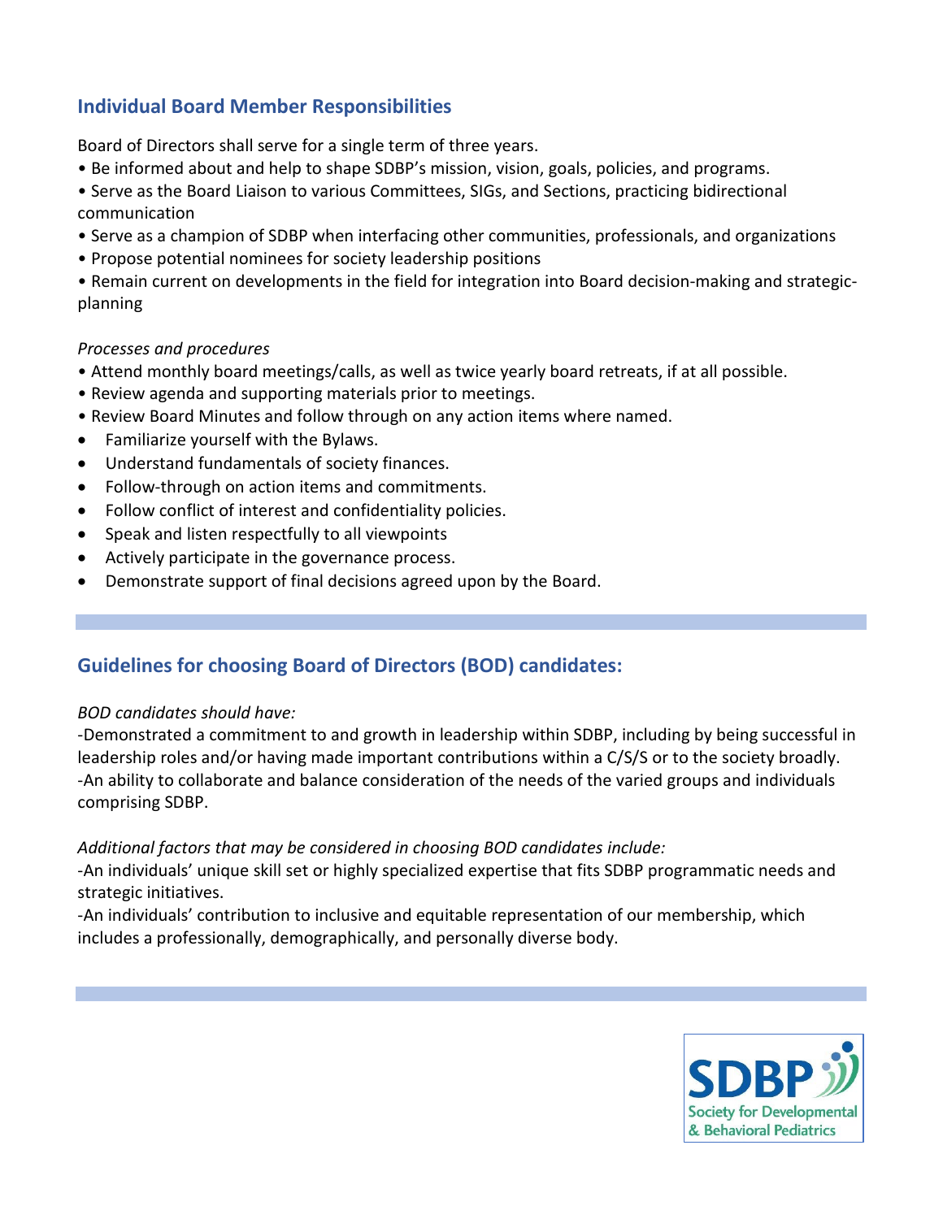## Individual Board Member Responsibilities

Board of Directors shall serve for a single term of three years.

- Be informed about and help to shape SDBP's mission, vision, goals, policies, and programs.
- Serve as the Board Liaison to various Committees, SIGs, and Sections, practicing bidirectional communication
- Serve as a champion of SDBP when interfacing other communities, professionals, and organizations
- Propose potential nominees for society leadership positions
- Remain current on developments in the field for integration into Board decision-making and strategic-planning

*Processes and procedures*

- Attend monthly board meetings/calls, as well as twice yearly board retreats, if at all possible.
- Review agenda and supporting materials prior to meetings.
- Review Board Minutes and follow through on any action items where named.
- Familiarize yourself with the Bylaws.
- Understand fundamentals of society finances.
- Follow-through on action items and commitments.
- Follow conflict of interest and confidentiality policies.
- Speak and listen respectfully to all viewpoints
- Actively participate in the governance process.
- Demonstrate support of final decisions agreed upon by the Board.

## Guidelines for choosing Board of Directors (BOD) candidates:

*BOD candidates should have:*

-Demonstrated a commitment to and growth in leadership within SDBP, including by being successful in leadership roles and/or having made important contributions within a C/S/S or to the society broadly.
-An ability to collaborate and balance consideration of the needs of the varied groups and individuals comprising SDBP.

*Additional factors that may be considered in choosing BOD candidates include:*

-An individuals' unique skill set or highly specialized expertise that fits SDBP programmatic needs and strategic initiatives.
-An individuals' contribution to inclusive and equitable representation of our membership, which includes a professionally, demographically, and personally diverse body.

SDBP Society for Developmental & Behavioral Pediatrics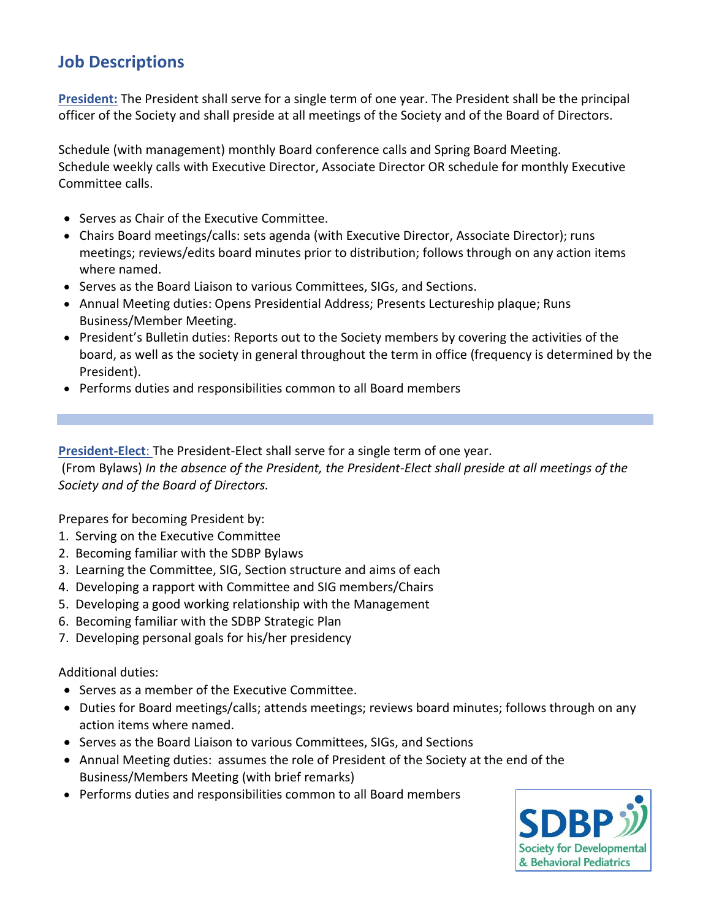## Job Descriptions

**President:** The President shall serve for a single term of one year. The President shall be the principal officer of the Society and shall preside at all meetings of the Society and of the Board of Directors.

Schedule (with management) monthly Board conference calls and Spring Board Meeting.
Schedule weekly calls with Executive Director, Associate Director OR schedule for monthly Executive Committee calls.

- Serves as Chair of the Executive Committee.
- Chairs Board meetings/calls: sets agenda (with Executive Director, Associate Director); runs meetings; reviews/edits board minutes prior to distribution; follows through on any action items where named.
- Serves as the Board Liaison to various Committees, SIGs, and Sections.
- Annual Meeting duties: Opens Presidential Address; Presents Lectureship plaque; Runs Business/Member Meeting.
- President's Bulletin duties: Reports out to the Society members by covering the activities of the board, as well as the society in general throughout the term in office (frequency is determined by the President).
- Performs duties and responsibilities common to all Board members

---

**President-Elect:** The President-Elect shall serve for a single term of one year.
(From Bylaws) *In the absence of the President, the President-Elect shall preside at all meetings of the Society and of the Board of Directors.*

Prepares for becoming President by:

1. Serving on the Executive Committee
2. Becoming familiar with the SDBP Bylaws
3. Learning the Committee, SIG, Section structure and aims of each
4. Developing a rapport with Committee and SIG members/Chairs
5. Developing a good working relationship with the Management
6. Becoming familiar with the SDBP Strategic Plan
7. Developing personal goals for his/her presidency

Additional duties:

- Serves as a member of the Executive Committee.
- Duties for Board meetings/calls; attends meetings; reviews board minutes; follows through on any action items where named.
- Serves as the Board Liaison to various Committees, SIGs, and Sections
- Annual Meeting duties: assumes the role of President of the Society at the end of the Business/Members Meeting (with brief remarks)
- Performs duties and responsibilities common to all Board members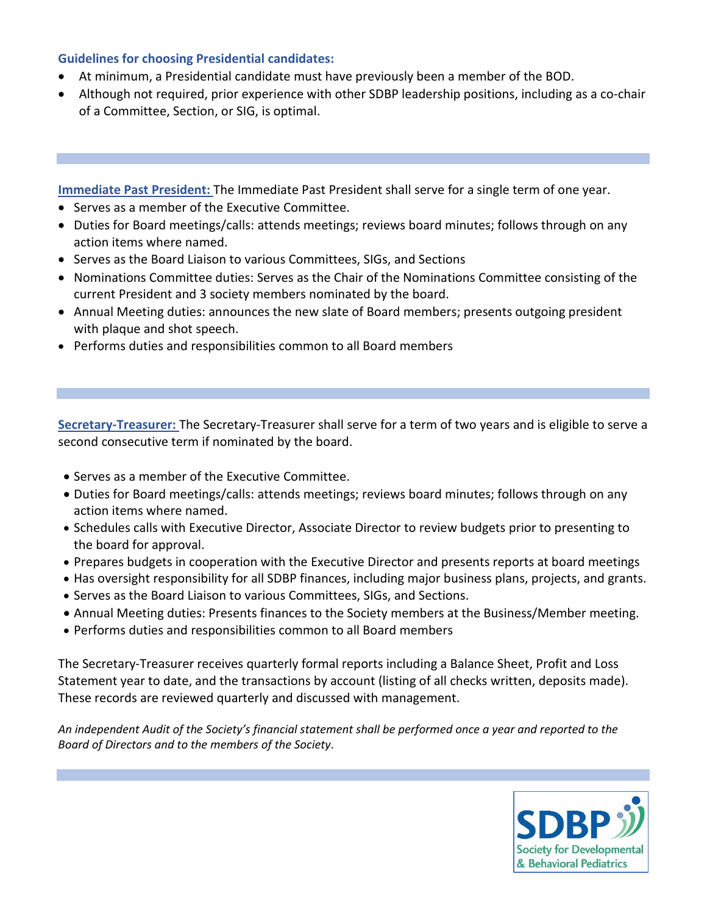**Guidelines for choosing Presidential candidates:**

- At minimum, a Presidential candidate must have previously been a member of the BOD.
- Although not required, prior experience with other SDBP leadership positions, including as a co-chair of a Committee, Section, or SIG, is optimal.

---

**Immediate Past President:** The Immediate Past President shall serve for a single term of one year.

- Serves as a member of the Executive Committee.
- Duties for Board meetings/calls: attends meetings; reviews board minutes; follows through on any action items where named.
- Serves as the Board Liaison to various Committees, SIGs, and Sections
- Nominations Committee duties: Serves as the Chair of the Nominations Committee consisting of the current President and 3 society members nominated by the board.
- Annual Meeting duties: announces the new slate of Board members; presents outgoing president with plaque and shot speech.
- Performs duties and responsibilities common to all Board members

---

**Secretary-Treasurer:** The Secretary-Treasurer shall serve for a term of two years and is eligible to serve a second consecutive term if nominated by the board.

- Serves as a member of the Executive Committee.
- Duties for Board meetings/calls: attends meetings; reviews board minutes; follows through on any action items where named.
- Schedules calls with Executive Director, Associate Director to review budgets prior to presenting to the board for approval.
- Prepares budgets in cooperation with the Executive Director and presents reports at board meetings
- Has oversight responsibility for all SDBP finances, including major business plans, projects, and grants.
- Serves as the Board Liaison to various Committees, SIGs, and Sections.
- Annual Meeting duties: Presents finances to the Society members at the Business/Member meeting.
- Performs duties and responsibilities common to all Board members

The Secretary-Treasurer receives quarterly formal reports including a Balance Sheet, Profit and Loss Statement year to date, and the transactions by account (listing of all checks written, deposits made). These records are reviewed quarterly and discussed with management.

*An independent Audit of the Society's financial statement shall be performed once a year and reported to the Board of Directors and to the members of the Society.*

---

SDBP Society for Developmental & Behavioral Pediatrics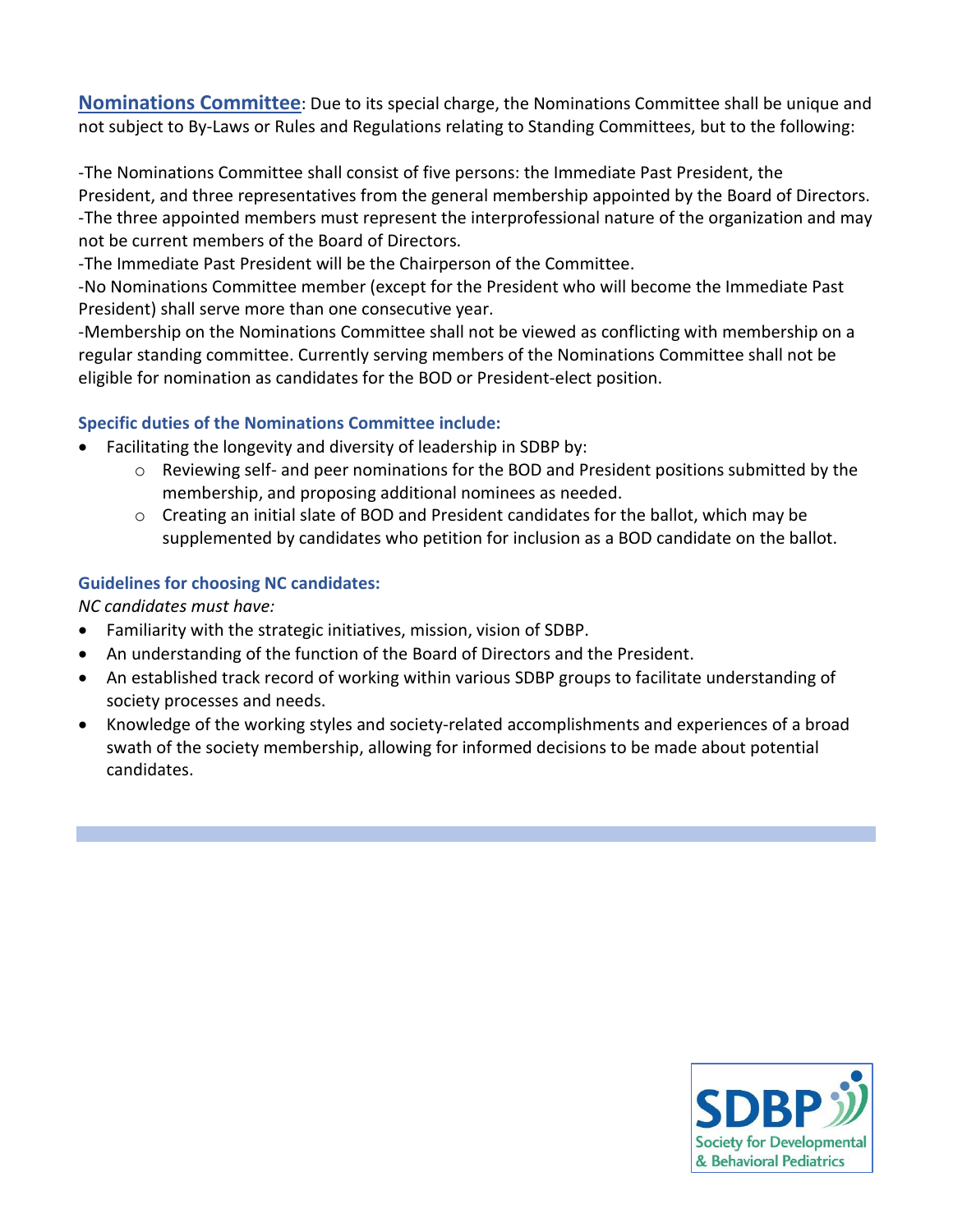**Nominations Committee**: Due to its special charge, the Nominations Committee shall be unique and not subject to By-Laws or Rules and Regulations relating to Standing Committees, but to the following:

-The Nominations Committee shall consist of five persons: the Immediate Past President, the President, and three representatives from the general membership appointed by the Board of Directors.
-The three appointed members must represent the interprofessional nature of the organization and may not be current members of the Board of Directors.
-The Immediate Past President will be the Chairperson of the Committee.
-No Nominations Committee member (except for the President who will become the Immediate Past President) shall serve more than one consecutive year.
-Membership on the Nominations Committee shall not be viewed as conflicting with membership on a regular standing committee. Currently serving members of the Nominations Committee shall not be eligible for nomination as candidates for the BOD or President-elect position.

### Specific duties of the Nominations Committee include:

- Facilitating the longevity and diversity of leadership in SDBP by:
  - Reviewing self- and peer nominations for the BOD and President positions submitted by the membership, and proposing additional nominees as needed.
  - Creating an initial slate of BOD and President candidates for the ballot, which may be supplemented by candidates who petition for inclusion as a BOD candidate on the ballot.

### Guidelines for choosing NC candidates:

*NC candidates must have:*

- Familiarity with the strategic initiatives, mission, vision of SDBP.
- An understanding of the function of the Board of Directors and the President.
- An established track record of working within various SDBP groups to facilitate understanding of society processes and needs.
- Knowledge of the working styles and society-related accomplishments and experiences of a broad swath of the society membership, allowing for informed decisions to be made about potential candidates.